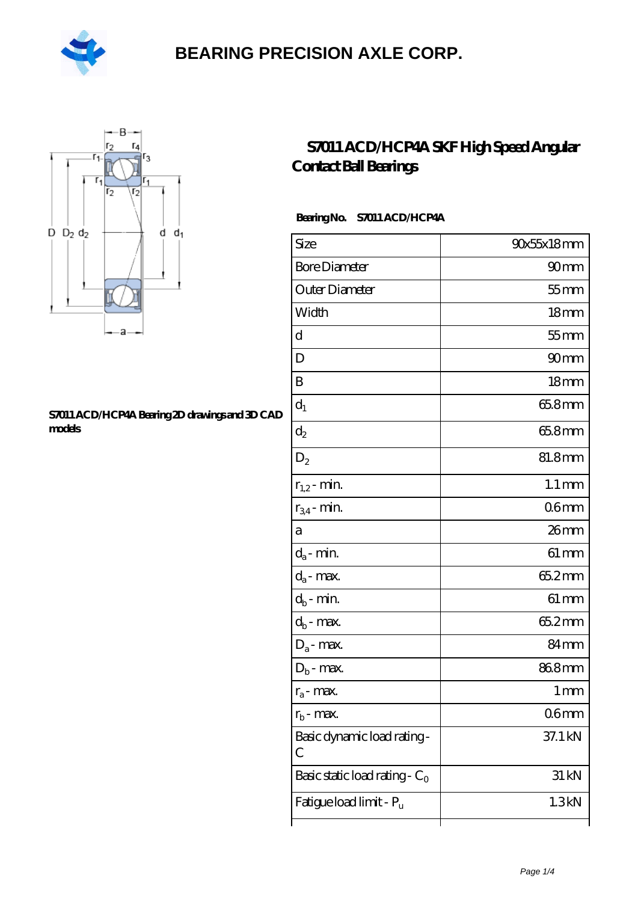# BEARING PRECISION AXLE CORP.

## S7011 ACD/HCP4A SKF High Speed Angular Contact Ball Bearings

S7011 ACD/HCP4A Bearing 2D drawings and 3D CAD models

**Bearing No.** S7011 ACD/HCP4A

| Size | 90x55x18 mm |
|---|---|
| Bore Diameter | 90 mm |
| Outer Diameter | 55 mm |
| Width | 18 mm |
| d | 55 mm |
| D | 90 mm |
| B | 18 mm |
| $d_1$ | 65.8 mm |
| $d_2$ | 65.8 mm |
| $D_2$ | 81.8 mm |
| $r_{1,2}$ - min. | 1.1 mm |
| $r_{3,4}$ - min. | 0.6 mm |
| a | 26 mm |
| $d_a$ - min. | 61 mm |
| $d_a$ - max. | 65.2 mm |
| $d_b$ - min. | 61 mm |
| $d_b$ - max. | 65.2 mm |
| $D_a$ - max. | 84 mm |
| $D_b$ - max. | 86.8 mm |
| $r_a$ - max. | 1 mm |
| $r_b$ - max. | 0.6 mm |
| Basic dynamic load rating - C | 37.1 kN |
| Basic static load rating - $C_0$ | 31 kN |
| Fatigue load limit - $P_u$ | 1.3 kN |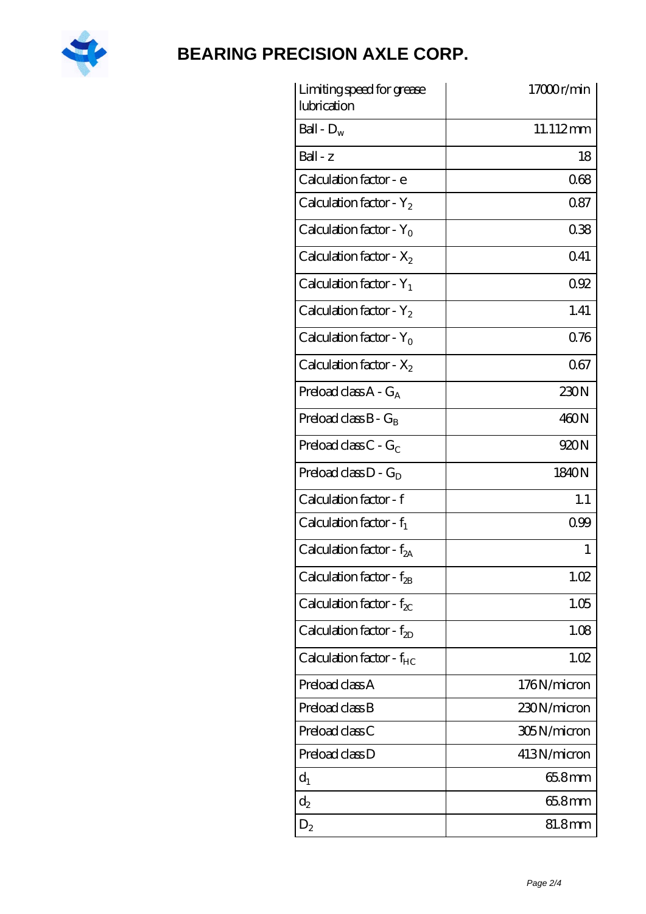| Limiting speed for grease lubrication | 17000 r/min |
|---|---|
| Ball - $D_w$ | 11.112 mm |
| Ball - z | 18 |
| Calculation factor - e | 0.68 |
| Calculation factor - $Y_2$ | 0.87 |
| Calculation factor - $Y_0$ | 0.38 |
| Calculation factor - $X_2$ | 0.41 |
| Calculation factor - $Y_1$ | 0.92 |
| Calculation factor - $Y_2$ | 1.41 |
| Calculation factor - $Y_0$ | 0.76 |
| Calculation factor - $X_2$ | 0.67 |
| Preload class A - $G_A$ | 230 N |
| Preload class B - $G_B$ | 460 N |
| Preload class C - $G_C$ | 920 N |
| Preload class D - $G_D$ | 1840 N |
| Calculation factor - f | 1.1 |
| Calculation factor - $f_1$ | 0.99 |
| Calculation factor - $f_{2A}$ | 1 |
| Calculation factor - $f_{2B}$ | 1.02 |
| Calculation factor - $f_{2C}$ | 1.05 |
| Calculation factor - $f_{2D}$ | 1.08 |
| Calculation factor - $f_{HC}$ | 1.02 |
| Preload class A | 176 N/micron |
| Preload class B | 230 N/micron |
| Preload class C | 305 N/micron |
| Preload class D | 413 N/micron |
| $d_1$ | 65.8 mm |
| $d_2$ | 65.8 mm |
| $D_2$ | 81.8 mm |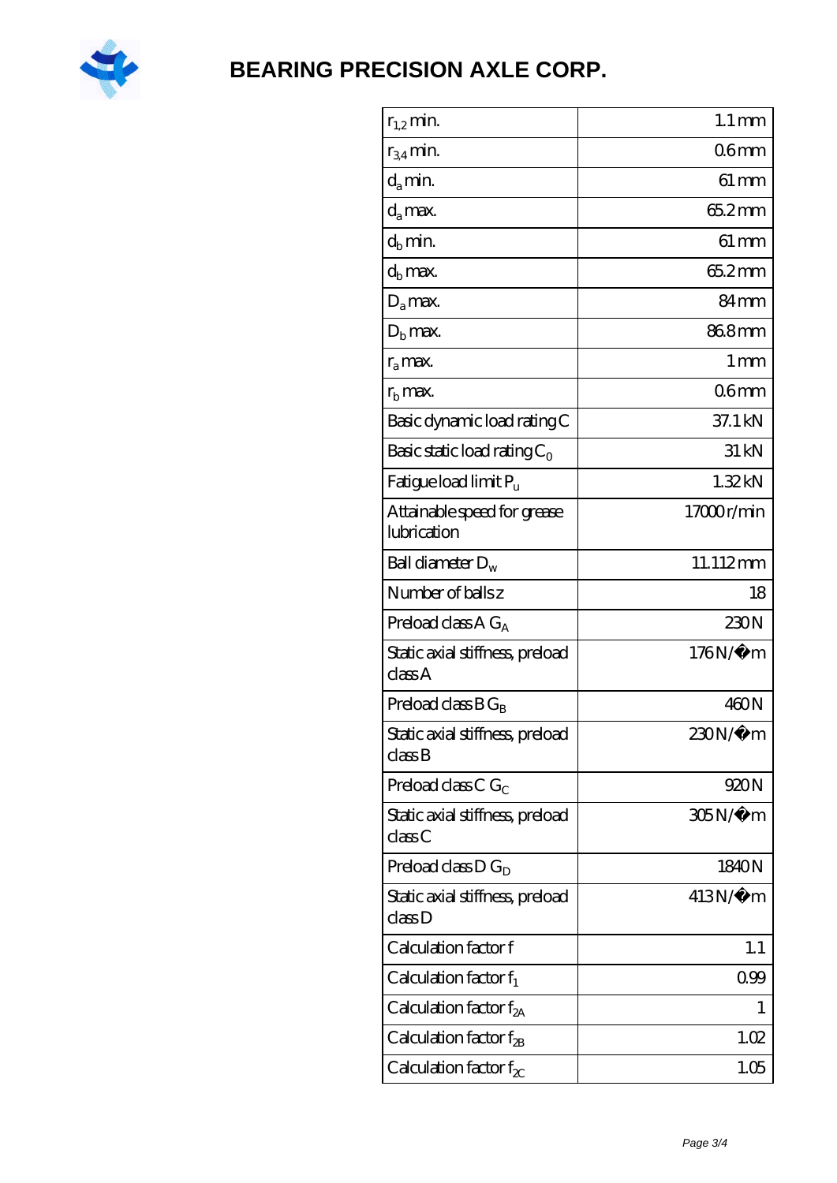| $r_{1,2}$ min. | 1.1 mm |
|---|---|
| $r_{3,4}$ min. | 0.6 mm |
| $d_a$ min. | 61 mm |
| $d_a$ max. | 65.2 mm |
| $d_b$ min. | 61 mm |
| $d_b$ max. | 65.2 mm |
| $D_a$ max. | 84 mm |
| $D_b$ max. | 86.8 mm |
| $r_a$ max. | 1 mm |
| $r_b$ max. | 0.6 mm |
| Basic dynamic load rating C | 37.1 kN |
| Basic static load rating $C_0$ | 31 kN |
| Fatigue load limit $P_u$ | 1.32 kN |
| Attainable speed for grease lubrication | 17000 r/min |
| Ball diameter $D_w$ | 11.112 mm |
| Number of balls z | 18 |
| Preload class A $G_A$ | 230 N |
| Static axial stiffness, preload class A | 176 N/�m |
| Preload class B $G_B$ | 460 N |
| Static axial stiffness, preload class B | 230 N/�m |
| Preload class C $G_C$ | 920 N |
| Static axial stiffness, preload class C | 305 N/�m |
| Preload class D $G_D$ | 1840 N |
| Static axial stiffness, preload class D | 413 N/�m |
| Calculation factor f | 1.1 |
| Calculation factor $f_1$ | 0.99 |
| Calculation factor $f_{2A}$ | 1 |
| Calculation factor $f_{2B}$ | 1.02 |
| Calculation factor $f_{2C}$ | 1.05 |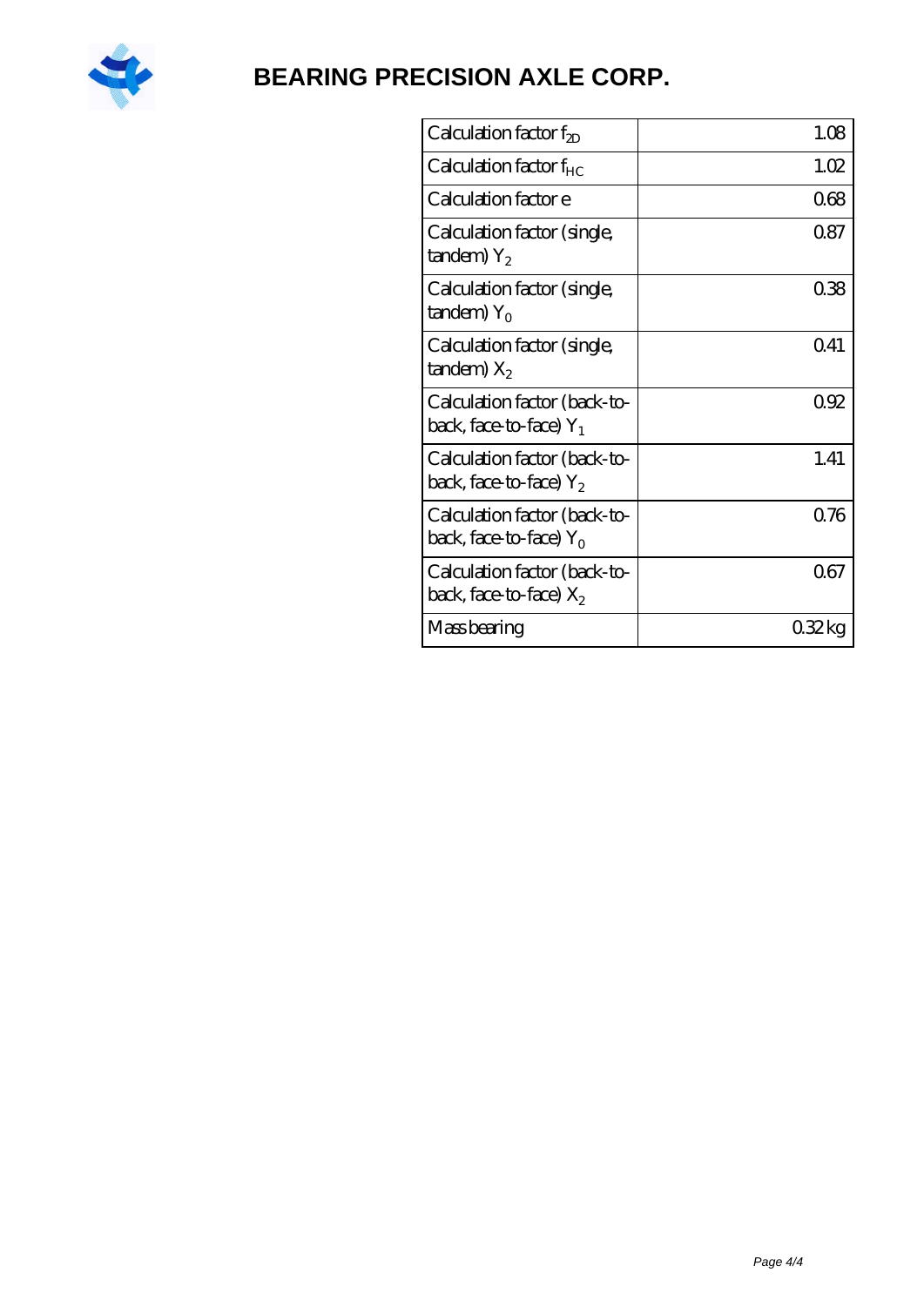# BEARING PRECISION AXLE CORP.

| | |
|---|---|
| Calculation factor $f_{2D}$ | 1.08 |
| Calculation factor $f_{HC}$ | 1.02 |
| Calculation factor e | 0.68 |
| Calculation factor (single, tandem) $Y_2$ | 0.87 |
| Calculation factor (single, tandem) $Y_0$ | 0.38 |
| Calculation factor (single, tandem) $X_2$ | 0.41 |
| Calculation factor (back-to-back, face-to-face) $Y_1$ | 0.92 |
| Calculation factor (back-to-back, face-to-face) $Y_2$ | 1.41 |
| Calculation factor (back-to-back, face-to-face) $Y_0$ | 0.76 |
| Calculation factor (back-to-back, face-to-face) $X_2$ | 0.67 |
| Mass bearing | 0.32 kg |